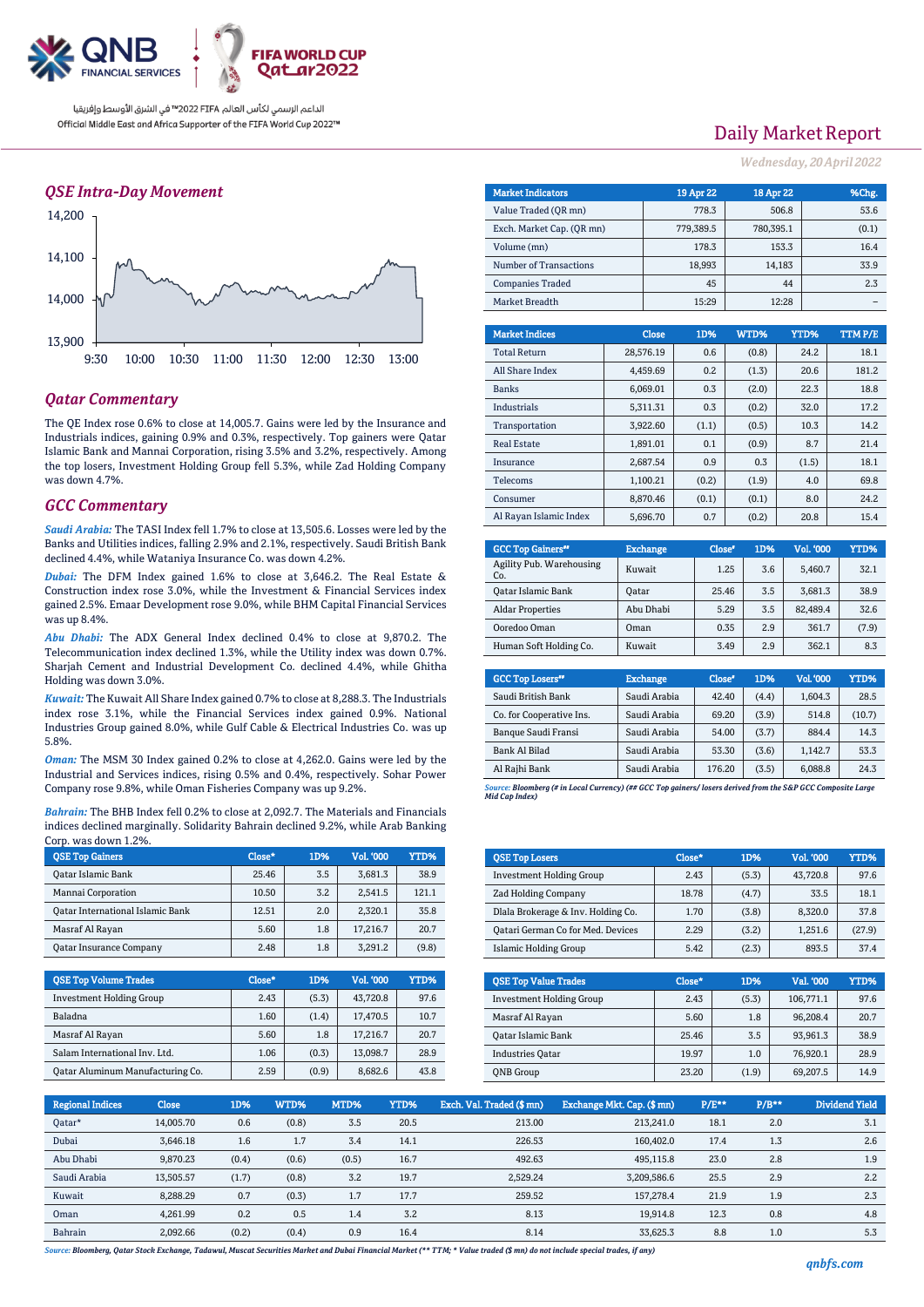الداعم الرسمي لكأس العالم FIFA 2022™ في الشرق الأوسط وإفريقيا
Official Middle East and Africa Supporter of the FIFA World Cup 2022™

# Daily Market Report

*Wednesday, 20 April 2022*

## QSE Intra-Day Movement

## Qatar Commentary

The QE Index rose 0.6% to close at 14,005.7. Gains were led by the Insurance and Industrials indices, gaining 0.9% and 0.3%, respectively. Top gainers were Qatar Islamic Bank and Mannai Corporation, rising 3.5% and 3.2%, respectively. Among the top losers, Investment Holding Group fell 5.3%, while Zad Holding Company was down 4.7%.

## GCC Commentary

***Saudi Arabia:*** The TASI Index fell 1.7% to close at 13,505.6. Losses were led by the Banks and Utilities indices, falling 2.9% and 2.1%, respectively. Saudi British Bank declined 4.4%, while Wataniya Insurance Co. was down 4.2%.

***Dubai:*** The DFM Index gained 1.6% to close at 3,646.2. The Real Estate & Construction index rose 3.0%, while the Investment & Financial Services index gained 2.5%. Emaar Development rose 9.0%, while BHM Capital Financial Services was up 8.4%.

***Abu Dhabi:*** The ADX General Index declined 0.4% to close at 9,870.2. The Telecommunication index declined 1.3%, while the Utility index was down 0.7%. Sharjah Cement and Industrial Development Co. declined 4.4%, while Ghitha Holding was down 3.0%.

***Kuwait:*** The Kuwait All Share Index gained 0.7% to close at 8,288.3. The Industrials index rose 3.1%, while the Financial Services index gained 0.9%. National Industries Group gained 8.0%, while Gulf Cable & Electrical Industries Co. was up 5.8%.

***Oman:*** The MSM 30 Index gained 0.2% to close at 4,262.0. Gains were led by the Industrial and Services indices, rising 0.5% and 0.4%, respectively. Sohar Power Company rose 9.8%, while Oman Fisheries Company was up 9.2%.

***Bahrain:*** The BHB Index fell 0.2% to close at 2,092.7. The Materials and Financials indices declined marginally. Solidarity Bahrain declined 9.2%, while Arab Banking Corp. was down 1.2%.

| Market Indicators | 19 Apr 22 | 18 Apr 22 | %Chg. |
|---|---|---|---|
| Value Traded (QR mn) | 778.3 | 506.8 | 53.6 |
| Exch. Market Cap. (QR mn) | 779,389.5 | 780,395.1 | (0.1) |
| Volume (mn) | 178.3 | 153.3 | 16.4 |
| Number of Transactions | 18,993 | 14,183 | 33.9 |
| Companies Traded | 45 | 44 | 2.3 |
| Market Breadth | 15:29 | 12:28 | – |

| Market Indices | Close | 1D% | WTD% | YTD% | TTM P/E |
|---|---|---|---|---|---|
| Total Return | 28,576.19 | 0.6 | (0.8) | 24.2 | 18.1 |
| All Share Index | 4,459.69 | 0.2 | (1.3) | 20.6 | 181.2 |
| Banks | 6,069.01 | 0.3 | (2.0) | 22.3 | 18.8 |
| Industrials | 5,311.31 | 0.3 | (0.2) | 32.0 | 17.2 |
| Transportation | 3,922.60 | (1.1) | (0.5) | 10.3 | 14.2 |
| Real Estate | 1,891.01 | 0.1 | (0.9) | 8.7 | 21.4 |
| Insurance | 2,687.54 | 0.9 | 0.3 | (1.5) | 18.1 |
| Telecoms | 1,100.21 | (0.2) | (1.9) | 4.0 | 69.8 |
| Consumer | 8,870.46 | (0.1) | (0.1) | 8.0 | 24.2 |
| Al Rayan Islamic Index | 5,696.70 | 0.7 | (0.2) | 20.8 | 15.4 |

| GCC Top Gainers## | Exchange | Close# | 1D% | Vol. '000 | YTD% |
|---|---|---|---|---|---|
| Agility Pub. Warehousing Co. | Kuwait | 1.25 | 3.6 | 5,460.7 | 32.1 |
| Qatar Islamic Bank | Qatar | 25.46 | 3.5 | 3,681.3 | 38.9 |
| Aldar Properties | Abu Dhabi | 5.29 | 3.5 | 82,489.4 | 32.6 |
| Ooredoo Oman | Oman | 0.35 | 2.9 | 361.7 | (7.9) |
| Human Soft Holding Co. | Kuwait | 3.49 | 2.9 | 362.1 | 8.3 |

| GCC Top Losers## | Exchange | Close# | 1D% | Vol. '000 | YTD% |
|---|---|---|---|---|---|
| Saudi British Bank | Saudi Arabia | 42.40 | (4.4) | 1,604.3 | 28.5 |
| Co. for Cooperative Ins. | Saudi Arabia | 69.20 | (3.9) | 514.8 | (10.7) |
| Banque Saudi Fransi | Saudi Arabia | 54.00 | (3.7) | 884.4 | 14.3 |
| Bank Al Bilad | Saudi Arabia | 53.30 | (3.6) | 1,142.7 | 53.3 |
| Al Rajhi Bank | Saudi Arabia | 176.20 | (3.5) | 6,088.8 | 24.3 |

*Source: Bloomberg (# in Local Currency) (## GCC Top gainers/ losers derived from the S&P GCC Composite Large Mid Cap Index)*

| QSE Top Gainers | Close* | 1D% | Vol. '000 | YTD% |
|---|---|---|---|---|
| Qatar Islamic Bank | 25.46 | 3.5 | 3,681.3 | 38.9 |
| Mannai Corporation | 10.50 | 3.2 | 2,541.5 | 121.1 |
| Qatar International Islamic Bank | 12.51 | 2.0 | 2,320.1 | 35.8 |
| Masraf Al Rayan | 5.60 | 1.8 | 17,216.7 | 20.7 |
| Qatar Insurance Company | 2.48 | 1.8 | 3,291.2 | (9.8) |

| QSE Top Losers | Close* | 1D% | Vol. '000 | YTD% |
|---|---|---|---|---|
| Investment Holding Group | 2.43 | (5.3) | 43,720.8 | 97.6 |
| Zad Holding Company | 18.78 | (4.7) | 33.5 | 18.1 |
| Dlala Brokerage & Inv. Holding Co. | 1.70 | (3.8) | 8,320.0 | 37.8 |
| Qatari German Co for Med. Devices | 2.29 | (3.2) | 1,251.6 | (27.9) |
| Islamic Holding Group | 5.42 | (2.3) | 893.5 | 37.4 |

| QSE Top Volume Trades | Close* | 1D% | Vol. '000 | YTD% |
|---|---|---|---|---|
| Investment Holding Group | 2.43 | (5.3) | 43,720.8 | 97.6 |
| Baladna | 1.60 | (1.4) | 17,470.5 | 10.7 |
| Masraf Al Rayan | 5.60 | 1.8 | 17,216.7 | 20.7 |
| Salam International Inv. Ltd. | 1.06 | (0.3) | 13,098.7 | 28.9 |
| Qatar Aluminum Manufacturing Co. | 2.59 | (0.9) | 8,682.6 | 43.8 |

| QSE Top Value Trades | Close* | 1D% | Val. '000 | YTD% |
|---|---|---|---|---|
| Investment Holding Group | 2.43 | (5.3) | 106,771.1 | 97.6 |
| Masraf Al Rayan | 5.60 | 1.8 | 96,208.4 | 20.7 |
| Qatar Islamic Bank | 25.46 | 3.5 | 93,961.3 | 38.9 |
| Industries Qatar | 19.97 | 1.0 | 76,920.1 | 28.9 |
| QNB Group | 23.20 | (1.9) | 69,207.5 | 14.9 |

| Regional Indices | Close | 1D% | WTD% | MTD% | YTD% | Exch. Val. Traded ($ mn) | Exchange Mkt. Cap. ($ mn) | P/E** | P/B** | Dividend Yield |
|---|---|---|---|---|---|---|---|---|---|---|
| Qatar* | 14,005.70 | 0.6 | (0.8) | 3.5 | 20.5 | 213.00 | 213,241.0 | 18.1 | 2.0 | 3.1 |
| Dubai | 3,646.18 | 1.6 | 1.7 | 3.4 | 14.1 | 226.53 | 160,402.0 | 17.4 | 1.3 | 2.6 |
| Abu Dhabi | 9,870.23 | (0.4) | (0.6) | (0.5) | 16.7 | 492.63 | 495,115.8 | 23.0 | 2.8 | 1.9 |
| Saudi Arabia | 13,505.57 | (1.7) | (0.8) | 3.2 | 19.7 | 2,529.24 | 3,209,586.6 | 25.5 | 2.9 | 2.2 |
| Kuwait | 8,288.29 | 0.7 | (0.3) | 1.7 | 17.7 | 259.52 | 157,278.4 | 21.9 | 1.9 | 2.3 |
| Oman | 4,261.99 | 0.2 | 0.5 | 1.4 | 3.2 | 8.13 | 19,914.8 | 12.3 | 0.8 | 4.8 |
| Bahrain | 2,092.66 | (0.2) | (0.4) | 0.9 | 16.4 | 8.14 | 33,625.3 | 8.8 | 1.0 | 5.3 |

*Source: Bloomberg, Qatar Stock Exchange, Tadawul, Muscat Securities Market and Dubai Financial Market (** TTM; * Value traded ($ mn) do not include special trades, if any)*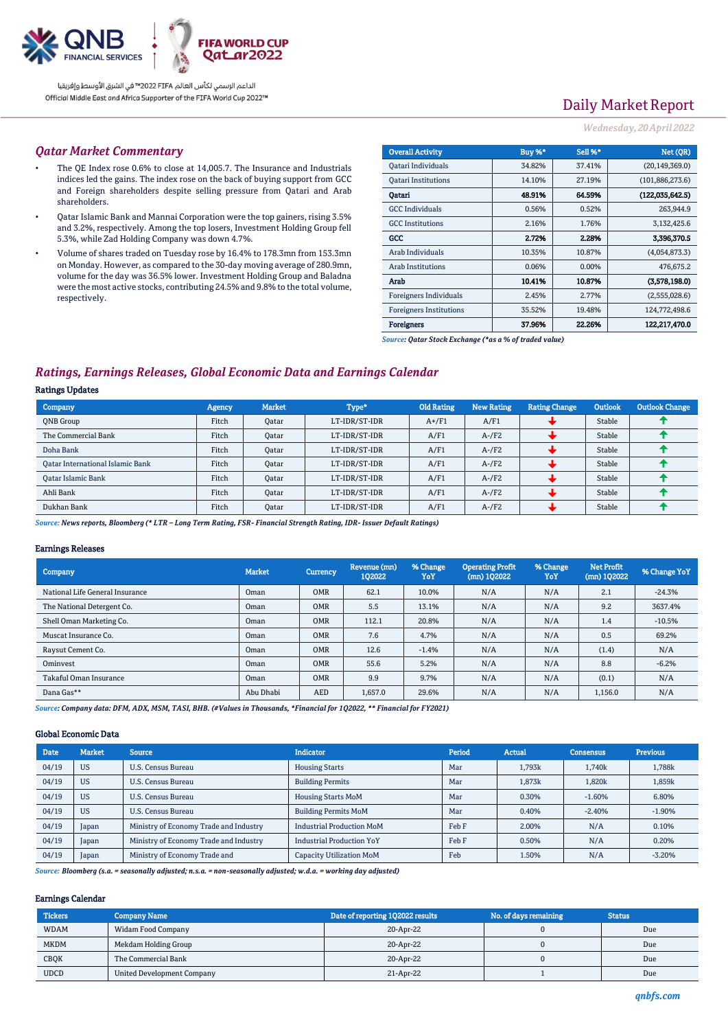# Daily Market Report

*Wednesday, 20 April 2022*

## Qatar Market Commentary

- The QE Index rose 0.6% to close at 14,005.7. The Insurance and Industrials indices led the gains. The index rose on the back of buying support from GCC and Foreign shareholders despite selling pressure from Qatari and Arab shareholders.
- Qatar Islamic Bank and Mannai Corporation were the top gainers, rising 3.5% and 3.2%, respectively. Among the top losers, Investment Holding Group fell 5.3%, while Zad Holding Company was down 4.7%.
- Volume of shares traded on Tuesday rose by 16.4% to 178.3mn from 153.3mn on Monday. However, as compared to the 30-day moving average of 280.9mn, volume for the day was 36.5% lower. Investment Holding Group and Baladna were the most active stocks, contributing 24.5% and 9.8% to the total volume, respectively.

| Overall Activity | Buy %* | Sell %* | Net (QR) |
|---|---|---|---|
| Qatari Individuals | 34.82% | 37.41% | (20,149,369.0) |
| Qatari Institutions | 14.10% | 27.19% | (101,886,273.6) |
| **Qatari** | **48.91%** | **64.59%** | **(122,035,642.5)** |
| GCC Individuals | 0.56% | 0.52% | 263,944.9 |
| GCC Institutions | 2.16% | 1.76% | 3,132,425.6 |
| **GCC** | **2.72%** | **2.28%** | **3,396,370.5** |
| Arab Individuals | 10.35% | 10.87% | (4,054,873.3) |
| Arab Institutions | 0.06% | 0.00% | 476,675.2 |
| **Arab** | **10.41%** | **10.87%** | **(3,578,198.0)** |
| Foreigners Individuals | 2.45% | 2.77% | (2,555,028.6) |
| Foreigners Institutions | 35.52% | 19.48% | 124,772,498.6 |
| **Foreigners** | **37.96%** | **22.26%** | **122,217,470.0** |

*Source: Qatar Stock Exchange (*as a % of traded value)*

## Ratings, Earnings Releases, Global Economic Data and Earnings Calendar

### Ratings Updates

| Company | Agency | Market | Type* | Old Rating | New Rating | Rating Change | Outlook | Outlook Change |
|---|---|---|---|---|---|---|---|---|
| QNB Group | Fitch | Qatar | LT-IDR/ST-IDR | A+/F1 | A/F1 | ↓ | Stable | ↑ |
| The Commercial Bank | Fitch | Qatar | LT-IDR/ST-IDR | A/F1 | A-/F2 | ↓ | Stable | ↑ |
| Doha Bank | Fitch | Qatar | LT-IDR/ST-IDR | A/F1 | A-/F2 | ↓ | Stable | ↑ |
| Qatar International Islamic Bank | Fitch | Qatar | LT-IDR/ST-IDR | A/F1 | A-/F2 | ↓ | Stable | ↑ |
| Qatar Islamic Bank | Fitch | Qatar | LT-IDR/ST-IDR | A/F1 | A-/F2 | ↓ | Stable | ↑ |
| Ahli Bank | Fitch | Qatar | LT-IDR/ST-IDR | A/F1 | A-/F2 | ↓ | Stable | ↑ |
| Dukhan Bank | Fitch | Qatar | LT-IDR/ST-IDR | A/F1 | A-/F2 | ↓ | Stable | ↑ |

*Source: News reports, Bloomberg (* LTR – Long Term Rating, FSR- Financial Strength Rating, IDR- Issuer Default Ratings)*

### Earnings Releases

| Company | Market | Currency | Revenue (mn) 1Q2022 | % Change YoY | Operating Profit (mn) 1Q2022 | % Change YoY | Net Profit (mn) 1Q2022 | % Change YoY |
|---|---|---|---|---|---|---|---|---|
| National Life General Insurance | Oman | OMR | 62.1 | 10.0% | N/A | N/A | 2.1 | -24.3% |
| The National Detergent Co. | Oman | OMR | 5.5 | 13.1% | N/A | N/A | 9.2 | 3637.4% |
| Shell Oman Marketing Co. | Oman | OMR | 112.1 | 20.8% | N/A | N/A | 1.4 | -10.5% |
| Muscat Insurance Co. | Oman | OMR | 7.6 | 4.7% | N/A | N/A | 0.5 | 69.2% |
| Raysut Cement Co. | Oman | OMR | 12.6 | -1.4% | N/A | N/A | (1.4) | N/A |
| Ominvest | Oman | OMR | 55.6 | 5.2% | N/A | N/A | 8.8 | -6.2% |
| Takaful Oman Insurance | Oman | OMR | 9.9 | 9.7% | N/A | N/A | (0.1) | N/A |
| Dana Gas** | Abu Dhabi | AED | 1,657.0 | 29.6% | N/A | N/A | 1,156.0 | N/A |

*Source: Company data: DFM, ADX, MSM, TASI, BHB. (#Values in Thousands, *Financial for 1Q2022, ** Financial for FY2021)*

### Global Economic Data

| Date | Market | Source | Indicator | Period | Actual | Consensus | Previous |
|---|---|---|---|---|---|---|---|
| 04/19 | US | U.S. Census Bureau | Housing Starts | Mar | 1,793k | 1,740k | 1,788k |
| 04/19 | US | U.S. Census Bureau | Building Permits | Mar | 1,873k | 1,820k | 1,859k |
| 04/19 | US | U.S. Census Bureau | Housing Starts MoM | Mar | 0.30% | -1.60% | 6.80% |
| 04/19 | US | U.S. Census Bureau | Building Permits MoM | Mar | 0.40% | -2.40% | -1.90% |
| 04/19 | Japan | Ministry of Economy Trade and Industry | Industrial Production MoM | Feb F | 2.00% | N/A | 0.10% |
| 04/19 | Japan | Ministry of Economy Trade and Industry | Industrial Production YoY | Feb F | 0.50% | N/A | 0.20% |
| 04/19 | Japan | Ministry of Economy Trade and | Capacity Utilization MoM | Feb | 1.50% | N/A | -3.20% |

*Source: Bloomberg (s.a. = seasonally adjusted; n.s.a. = non-seasonally adjusted; w.d.a. = working day adjusted)*

### Earnings Calendar

| Tickers | Company Name | Date of reporting 1Q2022 results | No. of days remaining | Status |
|---|---|---|---|---|
| WDAM | Widam Food Company | 20-Apr-22 | 0 | Due |
| MKDM | Mekdam Holding Group | 20-Apr-22 | 0 | Due |
| CBQK | The Commercial Bank | 20-Apr-22 | 0 | Due |
| UDCD | United Development Company | 21-Apr-22 | 1 | Due |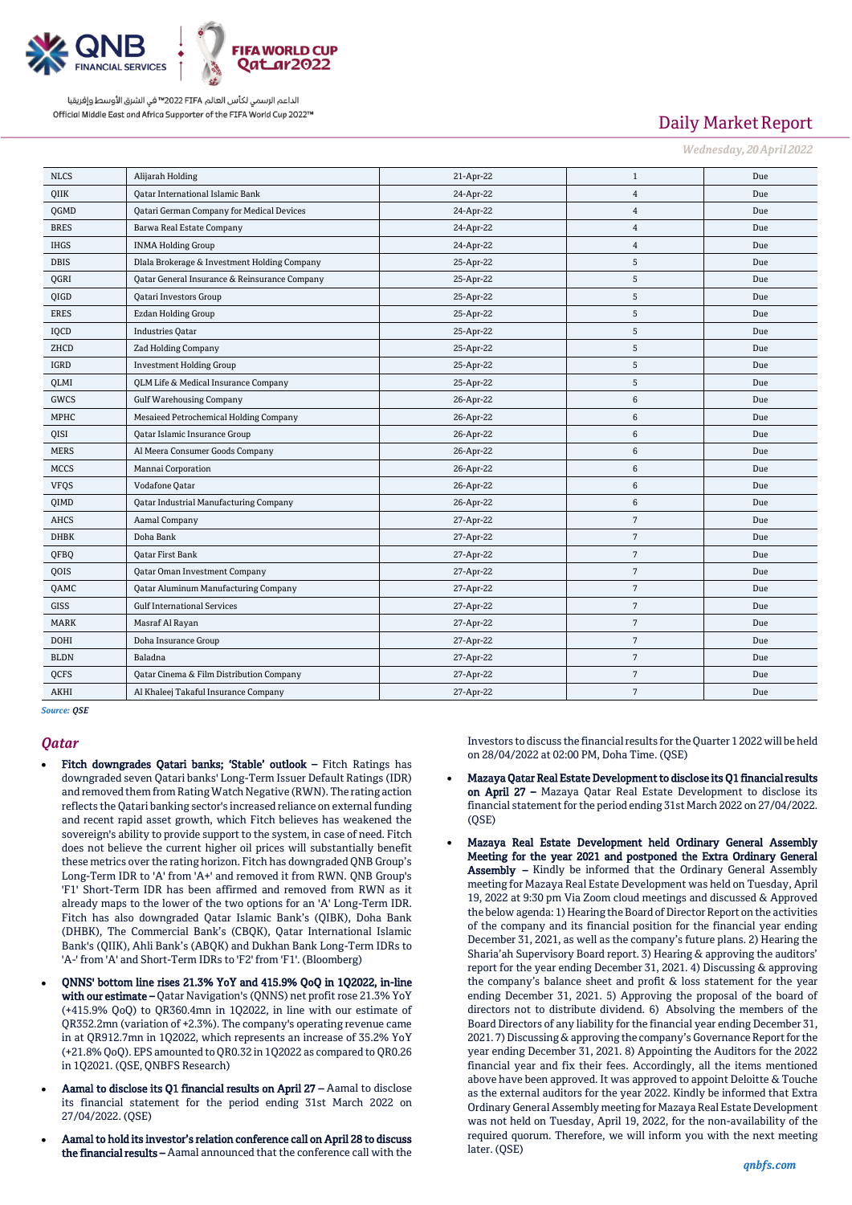| NLCS | Alijarah Holding | 21-Apr-22 | 1 | Due |
|---|---|---|---|---|
| QIIK | Qatar International Islamic Bank | 24-Apr-22 | 4 | Due |
| QGMD | Qatari German Company for Medical Devices | 24-Apr-22 | 4 | Due |
| BRES | Barwa Real Estate Company | 24-Apr-22 | 4 | Due |
| IHGS | INMA Holding Group | 24-Apr-22 | 4 | Due |
| DBIS | Dlala Brokerage & Investment Holding Company | 25-Apr-22 | 5 | Due |
| QGRI | Qatar General Insurance & Reinsurance Company | 25-Apr-22 | 5 | Due |
| QIGD | Qatari Investors Group | 25-Apr-22 | 5 | Due |
| ERES | Ezdan Holding Group | 25-Apr-22 | 5 | Due |
| IQCD | Industries Qatar | 25-Apr-22 | 5 | Due |
| ZHCD | Zad Holding Company | 25-Apr-22 | 5 | Due |
| IGRD | Investment Holding Group | 25-Apr-22 | 5 | Due |
| QLMI | QLM Life & Medical Insurance Company | 25-Apr-22 | 5 | Due |
| GWCS | Gulf Warehousing Company | 26-Apr-22 | 6 | Due |
| MPHC | Mesaieed Petrochemical Holding Company | 26-Apr-22 | 6 | Due |
| QISI | Qatar Islamic Insurance Group | 26-Apr-22 | 6 | Due |
| MERS | Al Meera Consumer Goods Company | 26-Apr-22 | 6 | Due |
| MCCS | Mannai Corporation | 26-Apr-22 | 6 | Due |
| VFQS | Vodafone Qatar | 26-Apr-22 | 6 | Due |
| QIMD | Qatar Industrial Manufacturing Company | 26-Apr-22 | 6 | Due |
| AHCS | Aamal Company | 27-Apr-22 | 7 | Due |
| DHBK | Doha Bank | 27-Apr-22 | 7 | Due |
| QFBQ | Qatar First Bank | 27-Apr-22 | 7 | Due |
| QOIS | Qatar Oman Investment Company | 27-Apr-22 | 7 | Due |
| QAMC | Qatar Aluminum Manufacturing Company | 27-Apr-22 | 7 | Due |
| GISS | Gulf International Services | 27-Apr-22 | 7 | Due |
| MARK | Masraf Al Rayan | 27-Apr-22 | 7 | Due |
| DOHI | Doha Insurance Group | 27-Apr-22 | 7 | Due |
| BLDN | Baladna | 27-Apr-22 | 7 | Due |
| QCFS | Qatar Cinema & Film Distribution Company | 27-Apr-22 | 7 | Due |
| AKHI | Al Khaleej Takaful Insurance Company | 27-Apr-22 | 7 | Due |

*Source: QSE*

## Qatar

- **Fitch downgrades Qatari banks; 'Stable' outlook –** Fitch Ratings has downgraded seven Qatari banks' Long-Term Issuer Default Ratings (IDR) and removed them from Rating Watch Negative (RWN). The rating action reflects the Qatari banking sector's increased reliance on external funding and recent rapid asset growth, which Fitch believes has weakened the sovereign's ability to provide support to the system, in case of need. Fitch does not believe the current higher oil prices will substantially benefit these metrics over the rating horizon. Fitch has downgraded QNB Group's Long-Term IDR to 'A' from 'A+' and removed it from RWN. QNB Group's 'F1' Short-Term IDR has been affirmed and removed from RWN as it already maps to the lower of the two options for an 'A' Long-Term IDR. Fitch has also downgraded Qatar Islamic Bank's (QIBK), Doha Bank (DHBK), The Commercial Bank's (CBQK), Qatar International Islamic Bank's (QIIK), Ahli Bank's (ABQK) and Dukhan Bank Long-Term IDRs to 'A-' from 'A' and Short-Term IDRs to 'F2' from 'F1'. (Bloomberg)
- **QNNS' bottom line rises 21.3% YoY and 415.9% QoQ in 1Q2022, in-line with our estimate –** Qatar Navigation's (QNNS) net profit rose 21.3% YoY (+415.9% QoQ) to QR360.4mn in 1Q2022, in line with our estimate of QR352.2mn (variation of +2.3%). The company's operating revenue came in at QR912.7mn in 1Q2022, which represents an increase of 35.2% YoY (+21.8% QoQ). EPS amounted to QR0.32 in 1Q2022 as compared to QR0.26 in 1Q2021. (QSE, QNBFS Research)
- **Aamal to disclose its Q1 financial results on April 27 –** Aamal to disclose its financial statement for the period ending 31st March 2022 on 27/04/2022. (QSE)
- **Aamal to hold its investor's relation conference call on April 28 to discuss the financial results –** Aamal announced that the conference call with the Investors to discuss the financial results for the Quarter 1 2022 will be held on 28/04/2022 at 02:00 PM, Doha Time. (QSE)
- **Mazaya Qatar Real Estate Development to disclose its Q1 financial results on April 27 –** Mazaya Qatar Real Estate Development to disclose its financial statement for the period ending 31st March 2022 on 27/04/2022. (QSE)
- **Mazaya Real Estate Development held Ordinary General Assembly Meeting for the year 2021 and postponed the Extra Ordinary General Assembly –** Kindly be informed that the Ordinary General Assembly meeting for Mazaya Real Estate Development was held on Tuesday, April 19, 2022 at 9:30 pm Via Zoom cloud meetings and discussed & Approved the below agenda: 1) Hearing the Board of Director Report on the activities of the company and its financial position for the financial year ending December 31, 2021, as well as the company's future plans. 2) Hearing the Sharia'ah Supervisory Board report. 3) Hearing & approving the auditors' report for the year ending December 31, 2021. 4) Discussing & approving the company's balance sheet and profit & loss statement for the year ending December 31, 2021. 5) Approving the proposal of the board of directors not to distribute dividend. 6) Absolving the members of the Board Directors of any liability for the financial year ending December 31, 2021. 7) Discussing & approving the company's Governance Report for the year ending December 31, 2021. 8) Appointing the Auditors for the 2022 financial year and fix their fees. Accordingly, all the items mentioned above have been approved. It was approved to appoint Deloitte & Touche as the external auditors for the year 2022. Kindly be informed that Extra Ordinary General Assembly meeting for Mazaya Real Estate Development was not held on Tuesday, April 19, 2022, for the non-availability of the required quorum. Therefore, we will inform you with the next meeting later. (QSE)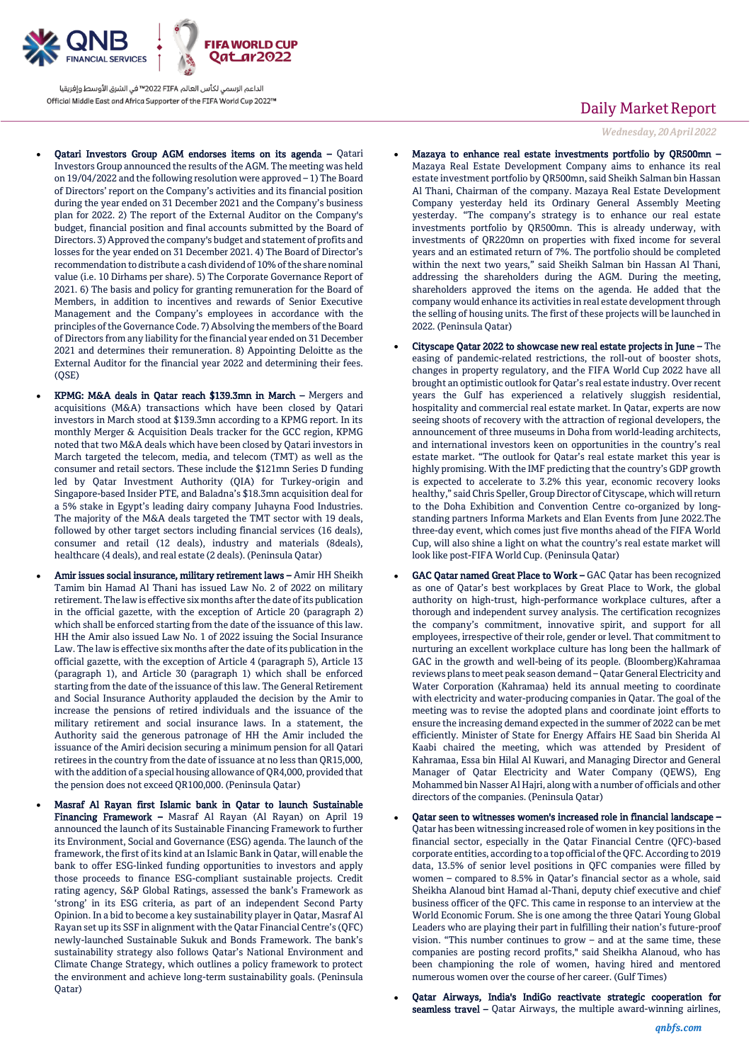- **Qatari Investors Group AGM endorses items on its agenda –** Qatari Investors Group announced the results of the AGM. The meeting was held on 19/04/2022 and the following resolution were approved – 1) The Board of Directors' report on the Company's activities and its financial position during the year ended on 31 December 2021 and the Company's business plan for 2022. 2) The report of the External Auditor on the Company's budget, financial position and final accounts submitted by the Board of Directors. 3) Approved the company's budget and statement of profits and losses for the year ended on 31 December 2021. 4) The Board of Director's recommendation to distribute a cash dividend of 10% of the share nominal value (i.e. 10 Dirhams per share). 5) The Corporate Governance Report of 2021. 6) The basis and policy for granting remuneration for the Board of Members, in addition to incentives and rewards of Senior Executive Management and the Company's employees in accordance with the principles of the Governance Code. 7) Absolving the members of the Board of Directors from any liability for the financial year ended on 31 December 2021 and determines their remuneration. 8) Appointing Deloitte as the External Auditor for the financial year 2022 and determining their fees. (QSE)

- **KPMG: M&A deals in Qatar reach $139.3mn in March –** Mergers and acquisitions (M&A) transactions which have been closed by Qatari investors in March stood at $139.3mn according to a KPMG report. In its monthly Merger & Acquisition Deals tracker for the GCC region, KPMG noted that two M&A deals which have been closed by Qatari investors in March targeted the telecom, media, and telecom (TMT) as well as the consumer and retail sectors. These include the $121mn Series D funding led by Qatar Investment Authority (QIA) for Turkey-origin and Singapore-based Insider PTE, and Baladna's $18.3mn acquisition deal for a 5% stake in Egypt's leading dairy company Juhayna Food Industries. The majority of the M&A deals targeted the TMT sector with 19 deals, followed by other target sectors including financial services (16 deals), consumer and retail (12 deals), industry and materials (8deals), healthcare (4 deals), and real estate (2 deals). (Peninsula Qatar)

- **Amir issues social insurance, military retirement laws –** Amir HH Sheikh Tamim bin Hamad Al Thani has issued Law No. 2 of 2022 on military retirement. The law is effective six months after the date of its publication in the official gazette, with the exception of Article 20 (paragraph 2) which shall be enforced starting from the date of the issuance of this law. HH the Amir also issued Law No. 1 of 2022 issuing the Social Insurance Law. The law is effective six months after the date of its publication in the official gazette, with the exception of Article 4 (paragraph 5), Article 13 (paragraph 1), and Article 30 (paragraph 1) which shall be enforced starting from the date of the issuance of this law. The General Retirement and Social Insurance Authority applauded the decision by the Amir to increase the pensions of retired individuals and the issuance of the military retirement and social insurance laws. In a statement, the Authority said the generous patronage of HH the Amir included the issuance of the Amiri decision securing a minimum pension for all Qatari retirees in the country from the date of issuance at no less than QR15,000, with the addition of a special housing allowance of QR4,000, provided that the pension does not exceed QR100,000. (Peninsula Qatar)

- **Masraf Al Rayan first Islamic bank in Qatar to launch Sustainable Financing Framework –** Masraf Al Rayan (Al Rayan) on April 19 announced the launch of its Sustainable Financing Framework to further its Environment, Social and Governance (ESG) agenda. The launch of the framework, the first of its kind at an Islamic Bank in Qatar, will enable the bank to offer ESG-linked funding opportunities to investors and apply those proceeds to finance ESG-compliant sustainable projects. Credit rating agency, S&P Global Ratings, assessed the bank's Framework as 'strong' in its ESG criteria, as part of an independent Second Party Opinion. In a bid to become a key sustainability player in Qatar, Masraf Al Rayan set up its SSF in alignment with the Qatar Financial Centre's (QFC) newly-launched Sustainable Sukuk and Bonds Framework. The bank's sustainability strategy also follows Qatar's National Environment and Climate Change Strategy, which outlines a policy framework to protect the environment and achieve long-term sustainability goals. (Peninsula Qatar)

- **Mazaya to enhance real estate investments portfolio by QR500mn –** Mazaya Real Estate Development Company aims to enhance its real estate investment portfolio by QR500mn, said Sheikh Salman bin Hassan Al Thani, Chairman of the company. Mazaya Real Estate Development Company yesterday held its Ordinary General Assembly Meeting yesterday. "The company's strategy is to enhance our real estate investments portfolio by QR500mn. This is already underway, with investments of QR220mn on properties with fixed income for several years and an estimated return of 7%. The portfolio should be completed within the next two years," said Sheikh Salman bin Hassan Al Thani, addressing the shareholders during the AGM. During the meeting, shareholders approved the items on the agenda. He added that the company would enhance its activities in real estate development through the selling of housing units. The first of these projects will be launched in 2022. (Peninsula Qatar)

- **Cityscape Qatar 2022 to showcase new real estate projects in June –** The easing of pandemic-related restrictions, the roll-out of booster shots, changes in property regulatory, and the FIFA World Cup 2022 have all brought an optimistic outlook for Qatar's real estate industry. Over recent years the Gulf has experienced a relatively sluggish residential, hospitality and commercial real estate market. In Qatar, experts are now seeing shoots of recovery with the attraction of regional developers, the announcement of three museums in Doha from world-leading architects, and international investors keen on opportunities in the country's real estate market. "The outlook for Qatar's real estate market this year is highly promising. With the IMF predicting that the country's GDP growth is expected to accelerate to 3.2% this year, economic recovery looks healthy," said Chris Speller, Group Director of Cityscape, which will return to the Doha Exhibition and Convention Centre co-organized by long-standing partners Informa Markets and Elan Events from June 2022.The three-day event, which comes just five months ahead of the FIFA World Cup, will also shine a light on what the country's real estate market will look like post-FIFA World Cup. (Peninsula Qatar)

- **GAC Qatar named Great Place to Work –** GAC Qatar has been recognized as one of Qatar's best workplaces by Great Place to Work, the global authority on high-trust, high-performance workplace cultures, after a thorough and independent survey analysis. The certification recognizes the company's commitment, innovative spirit, and support for all employees, irrespective of their role, gender or level. That commitment to nurturing an excellent workplace culture has long been the hallmark of GAC in the growth and well-being of its people. (Bloomberg)Kahramaa reviews plans to meet peak season demand – Qatar General Electricity and Water Corporation (Kahramaa) held its annual meeting to coordinate with electricity and water-producing companies in Qatar. The goal of the meeting was to revise the adopted plans and coordinate joint efforts to ensure the increasing demand expected in the summer of 2022 can be met efficiently. Minister of State for Energy Affairs HE Saad bin Sherida Al Kaabi chaired the meeting, which was attended by President of Kahramaa, Essa bin Hilal Al Kuwari, and Managing Director and General Manager of Qatar Electricity and Water Company (QEWS), Eng Mohammed bin Nasser Al Hajri, along with a number of officials and other directors of the companies. (Peninsula Qatar)

- **Qatar seen to witnesses women's increased role in financial landscape –** Qatar has been witnessing increased role of women in key positions in the financial sector, especially in the Qatar Financial Centre (QFC)-based corporate entities, according to a top official of the QFC. According to 2019 data, 13.5% of senior level positions in QFC companies were filled by women – compared to 8.5% in Qatar's financial sector as a whole, said Sheikha Alanoud bint Hamad al-Thani, deputy chief executive and chief business officer of the QFC. This came in response to an interview at the World Economic Forum. She is one among the three Qatari Young Global Leaders who are playing their part in fulfilling their nation's future-proof vision. "This number continues to grow – and at the same time, these companies are posting record profits," said Sheikha Alanoud, who has been championing the role of women, having hired and mentored numerous women over the course of her career. (Gulf Times)

- **Qatar Airways, India's IndiGo reactivate strategic cooperation for seamless travel –** Qatar Airways, the multiple award-winning airlines,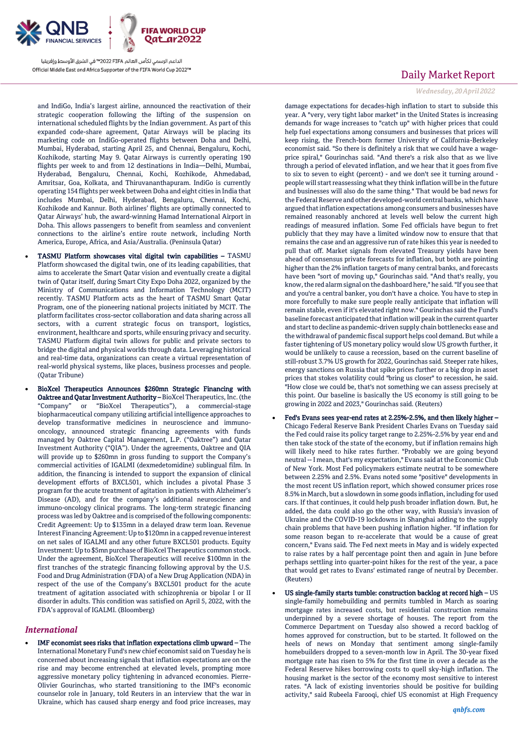and IndiGo, India's largest airline, announced the reactivation of their strategic cooperation following the lifting of the suspension on international scheduled flights by the Indian government. As part of this expanded code-share agreement, Qatar Airways will be placing its marketing code on IndiGo-operated flights between Doha and Delhi, Mumbai, Hyderabad, starting April 25, and Chennai, Bengaluru, Kochi, Kozhikode, starting May 9. Qatar Airways is currently operating 190 flights per week to and from 12 destinations in India—Delhi, Mumbai, Hyderabad, Bengaluru, Chennai, Kochi, Kozhikode, Ahmedabad, Amritsar, Goa, Kolkata, and Thiruvananthapuram. IndiGo is currently operating 154 flights per week between Doha and eight cities in India that includes Mumbai, Delhi, Hyderabad, Bengaluru, Chennai, Kochi, Kozhikode and Kannur. Both airlines' flights are optimally connected to Qatar Airways' hub, the award-winning Hamad International Airport in Doha. This allows passengers to benefit from seamless and convenient connections to the airline's entire route network, including North America, Europe, Africa, and Asia/Australia. (Peninsula Qatar)

- **TASMU Platform showcases vital digital twin capabilities –** TASMU Platform showcased the digital twin, one of its leading capabilities, that aims to accelerate the Smart Qatar vision and eventually create a digital twin of Qatar itself, during Smart City Expo Doha 2022, organized by the Ministry of Communications and Information Technology (MCIT) recently. TASMU Platform acts as the heart of TASMU Smart Qatar Program, one of the pioneering national projects initiated by MCIT. The platform facilitates cross-sector collaboration and data sharing across all sectors, with a current strategic focus on transport, logistics, environment, healthcare and sports, while ensuring privacy and security. TASMU Platform digital twin allows for public and private sectors to bridge the digital and physical worlds through data. Leveraging historical and real-time data, organizations can create a virtual representation of real-world physical systems, like places, business processes and people. (Qatar Tribune)

- **BioXcel Therapeutics Announces $260mn Strategic Financing with Oaktree and Qatar Investment Authority –** BioXcel Therapeutics, Inc. (the "Company" or "BioXcel Therapeutics"), a commercial-stage biopharmaceutical company utilizing artificial intelligence approaches to develop transformative medicines in neuroscience and immuno-oncology, announced strategic financing agreements with funds managed by Oaktree Capital Management, L.P. ("Oaktree") and Qatar Investment Authority ("QIA"). Under the agreements, Oaktree and QIA will provide up to $260mn in gross funding to support the Company's commercial activities of IGALMI (dexmedetomidine) sublingual film. In addition, the financing is intended to support the expansion of clinical development efforts of BXCL501, which includes a pivotal Phase 3 program for the acute treatment of agitation in patients with Alzheimer's Disease (AD), and for the company's additional neuroscience and immuno-oncology clinical programs. The long-term strategic financing process was led by Oaktree and is comprised of the following components: Credit Agreement: Up to $135mn in a delayed draw term loan. Revenue Interest Financing Agreement: Up to $120mn in a capped revenue interest on net sales of IGALMI and any other future BXCL501 products. Equity Investment: Up to $5mn purchase of BioXcel Therapeutics common stock. Under the agreement, BioXcel Therapeutics will receive $100mn in the first tranches of the strategic financing following approval by the U.S. Food and Drug Administration (FDA) of a New Drug Application (NDA) in respect of the use of the Company's BXCL501 product for the acute treatment of agitation associated with schizophrenia or bipolar I or II disorder in adults. This condition was satisfied on April 5, 2022, with the FDA's approval of IGALMI. (Bloomberg)

## *International*

- **IMF economist sees risks that inflation expectations climb upward –** The International Monetary Fund's new chief economist said on Tuesday he is concerned about increasing signals that inflation expectations are on the rise and may become entrenched at elevated levels, prompting more aggressive monetary policy tightening in advanced economies. Pierre-Olivier Gourinchas, who started transitioning to the IMF's economic counselor role in January, told Reuters in an interview that the war in Ukraine, which has caused sharp energy and food price increases, may damage expectations for decades-high inflation to start to subside this year. A "very, very tight labor market" in the United States is increasing demands for wage increases to "catch up" with higher prices that could help fuel expectations among consumers and businesses that prices will keep rising, the French-born former University of California-Berkeley economist said. "So there is definitely a risk that we could have a wage-price spiral," Gourinchas said. "And there's a risk also that as we live through a period of elevated inflation, and we hear that it goes from five to six to seven to eight (percent) - and we don't see it turning around - people will start reassessing what they think inflation will be in the future and businesses will also do the same thing." That would be bad news for the Federal Reserve and other developed-world central banks, which have argued that inflation expectations among consumers and businesses have remained reasonably anchored at levels well below the current high readings of measured inflation. Some Fed officials have begun to fret publicly that they may have a limited window now to ensure that that remains the case and an aggressive run of rate hikes this year is needed to pull that off. Market signals from elevated Treasury yields have been ahead of consensus private forecasts for inflation, but both are pointing higher than the 2% inflation targets of many central banks, and forecasts have been "sort of moving up," Gourinchas said. "And that's really, you know, the red alarm signal on the dashboard here," he said. "If you see that and you're a central banker, you don't have a choice. You have to step in more forcefully to make sure people really anticipate that inflation will remain stable, even if it's elevated right now." Gourinchas said the Fund's baseline forecast anticipated that inflation will peak in the current quarter and start to decline as pandemic-driven supply chain bottlenecks ease and the withdrawal of pandemic fiscal support helps cool demand. But while a faster tightening of US monetary policy would slow US growth further, it would be unlikely to cause a recession, based on the current baseline of still-robust 3.7% US growth for 2022, Gourinchas said. Steeper rate hikes, energy sanctions on Russia that spike prices further or a big drop in asset prices that stokes volatility could "bring us closer" to recession, he said. "How close we could be, that's not something we can assess precisely at this point. Our baseline is basically the US economy is still going to be growing in 2022 and 2023," Gourinchas said. (Reuters)

- **Fed's Evans sees year-end rates at 2.25%-2.5%, and then likely higher –** Chicago Federal Reserve Bank President Charles Evans on Tuesday said the Fed could raise its policy target range to 2.25%-2.5% by year end and then take stock of the state of the economy, but if inflation remains high will likely need to hike rates further. "Probably we are going beyond neutral -- I mean, that's my expectation," Evans said at the Economic Club of New York. Most Fed policymakers estimate neutral to be somewhere between 2.25% and 2.5%. Evans noted some "positive" developments in the most recent US inflation report, which showed consumer prices rose 8.5% in March, but a slowdown in some goods inflation, including for used cars. If that continues, it could help push broader inflation down. But, he added, the data could also go the other way, with Russia's invasion of Ukraine and the COVID-19 lockdowns in Shanghai adding to the supply chain problems that have been pushing inflation higher. "If inflation for some reason began to re-accelerate that would be a cause of great concern," Evans said. The Fed next meets in May and is widely expected to raise rates by a half percentage point then and again in June before perhaps settling into quarter-point hikes for the rest of the year, a pace that would get rates to Evans' estimated range of neutral by December. (Reuters)

- **US single-family starts tumble; construction backlog at record high –** US single-family homebuilding and permits tumbled in March as soaring mortgage rates increased costs, but residential construction remains underpinned by a severe shortage of houses. The report from the Commerce Department on Tuesday also showed a record backlog of homes approved for construction, but to be started. It followed on the heels of news on Monday that sentiment among single-family homebuilders dropped to a seven-month low in April. The 30-year fixed mortgage rate has risen to 5% for the first time in over a decade as the Federal Reserve hikes borrowing costs to quell sky-high inflation. The housing market is the sector of the economy most sensitive to interest rates. "A lack of existing inventories should be positive for building activity," said Rubeela Farooqi, chief US economist at High Frequency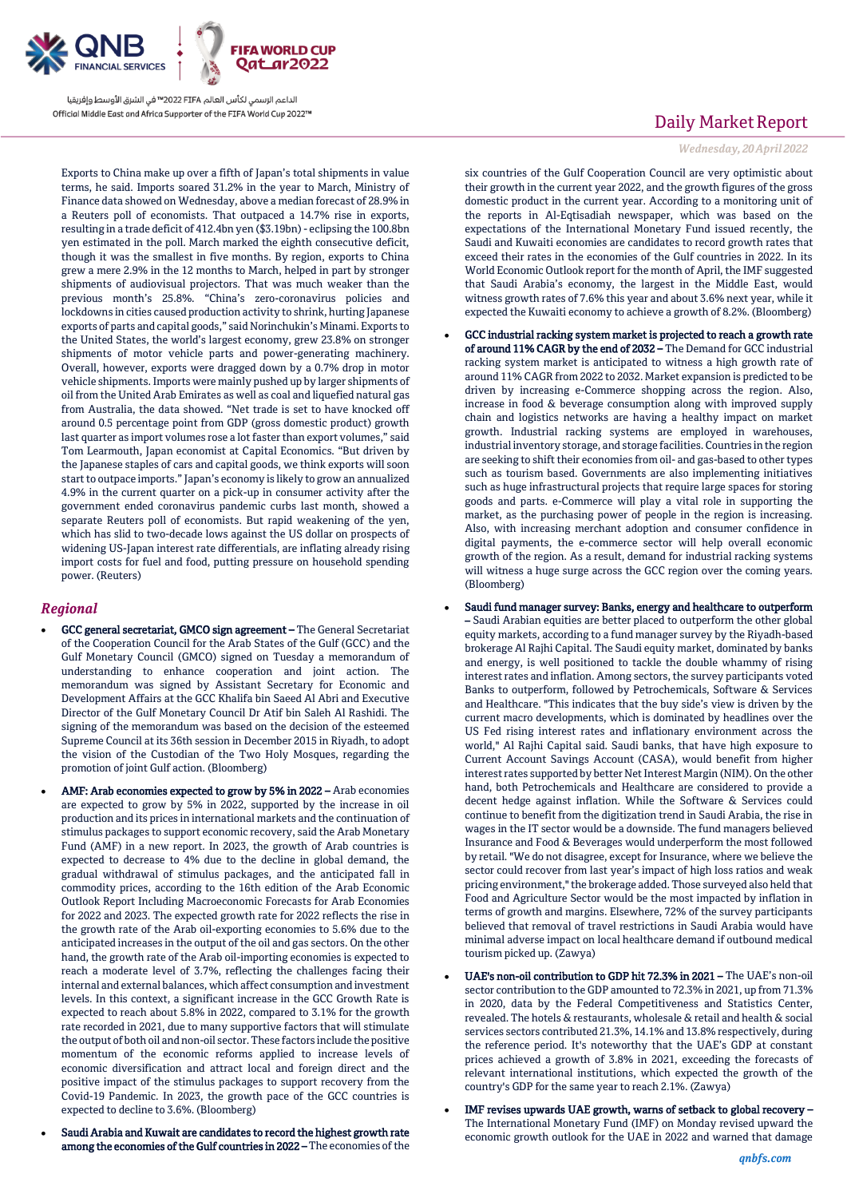Exports to China make up over a fifth of Japan's total shipments in value terms, he said. Imports soared 31.2% in the year to March, Ministry of Finance data showed on Wednesday, above a median forecast of 28.9% in a Reuters poll of economists. That outpaced a 14.7% rise in exports, resulting in a trade deficit of 412.4bn yen ($3.19bn) - eclipsing the 100.8bn yen estimated in the poll. March marked the eighth consecutive deficit, though it was the smallest in five months. By region, exports to China grew a mere 2.9% in the 12 months to March, helped in part by stronger shipments of audiovisual projectors. That was much weaker than the previous month's 25.8%. "China's zero-coronavirus policies and lockdowns in cities caused production activity to shrink, hurting Japanese exports of parts and capital goods," said Norinchukin's Minami. Exports to the United States, the world's largest economy, grew 23.8% on stronger shipments of motor vehicle parts and power-generating machinery. Overall, however, exports were dragged down by a 0.7% drop in motor vehicle shipments. Imports were mainly pushed up by larger shipments of oil from the United Arab Emirates as well as coal and liquefied natural gas from Australia, the data showed. "Net trade is set to have knocked off around 0.5 percentage point from GDP (gross domestic product) growth last quarter as import volumes rose a lot faster than export volumes," said Tom Learmouth, Japan economist at Capital Economics. "But driven by the Japanese staples of cars and capital goods, we think exports will soon start to outpace imports." Japan's economy is likely to grow an annualized 4.9% in the current quarter on a pick-up in consumer activity after the government ended coronavirus pandemic curbs last month, showed a separate Reuters poll of economists. But rapid weakening of the yen, which has slid to two-decade lows against the US dollar on prospects of widening US-Japan interest rate differentials, are inflating already rising import costs for fuel and food, putting pressure on household spending power. (Reuters)

## *Regional*

- **GCC general secretariat, GMCO sign agreement –** The General Secretariat of the Cooperation Council for the Arab States of the Gulf (GCC) and the Gulf Monetary Council (GMCO) signed on Tuesday a memorandum of understanding to enhance cooperation and joint action. The memorandum was signed by Assistant Secretary for Economic and Development Affairs at the GCC Khalifa bin Saeed Al Abri and Executive Director of the Gulf Monetary Council Dr Atif bin Saleh Al Rashidi. The signing of the memorandum was based on the decision of the esteemed Supreme Council at its 36th session in December 2015 in Riyadh, to adopt the vision of the Custodian of the Two Holy Mosques, regarding the promotion of joint Gulf action. (Bloomberg)
- **AMF: Arab economies expected to grow by 5% in 2022 –** Arab economies are expected to grow by 5% in 2022, supported by the increase in oil production and its prices in international markets and the continuation of stimulus packages to support economic recovery, said the Arab Monetary Fund (AMF) in a new report. In 2023, the growth of Arab countries is expected to decrease to 4% due to the decline in global demand, the gradual withdrawal of stimulus packages, and the anticipated fall in commodity prices, according to the 16th edition of the Arab Economic Outlook Report Including Macroeconomic Forecasts for Arab Economies for 2022 and 2023. The expected growth rate for 2022 reflects the rise in the growth rate of the Arab oil-exporting economies to 5.6% due to the anticipated increases in the output of the oil and gas sectors. On the other hand, the growth rate of the Arab oil-importing economies is expected to reach a moderate level of 3.7%, reflecting the challenges facing their internal and external balances, which affect consumption and investment levels. In this context, a significant increase in the GCC Growth Rate is expected to reach about 5.8% in 2022, compared to 3.1% for the growth rate recorded in 2021, due to many supportive factors that will stimulate the output of both oil and non-oil sector. These factors include the positive momentum of the economic reforms applied to increase levels of economic diversification and attract local and foreign direct and the positive impact of the stimulus packages to support recovery from the Covid-19 Pandemic. In 2023, the growth pace of the GCC countries is expected to decline to 3.6%. (Bloomberg)
- **Saudi Arabia and Kuwait are candidates to record the highest growth rate among the economies of the Gulf countries in 2022 –** The economies of the six countries of the Gulf Cooperation Council are very optimistic about their growth in the current year 2022, and the growth figures of the gross domestic product in the current year. According to a monitoring unit of the reports in Al-Eqtisadiah newspaper, which was based on the expectations of the International Monetary Fund issued recently, the Saudi and Kuwaiti economies are candidates to record growth rates that exceed their rates in the economies of the Gulf countries in 2022. In its World Economic Outlook report for the month of April, the IMF suggested that Saudi Arabia's economy, the largest in the Middle East, would witness growth rates of 7.6% this year and about 3.6% next year, while it expected the Kuwaiti economy to achieve a growth of 8.2%. (Bloomberg)
- **GCC industrial racking system market is projected to reach a growth rate of around 11% CAGR by the end of 2032 –** The Demand for GCC industrial racking system market is anticipated to witness a high growth rate of around 11% CAGR from 2022 to 2032. Market expansion is predicted to be driven by increasing e-Commerce shopping across the region. Also, increase in food & beverage consumption along with improved supply chain and logistics networks are having a healthy impact on market growth. Industrial racking systems are employed in warehouses, industrial inventory storage, and storage facilities. Countries in the region are seeking to shift their economies from oil- and gas-based to other types such as tourism based. Governments are also implementing initiatives such as huge infrastructural projects that require large spaces for storing goods and parts. e-Commerce will play a vital role in supporting the market, as the purchasing power of people in the region is increasing. Also, with increasing merchant adoption and consumer confidence in digital payments, the e-commerce sector will help overall economic growth of the region. As a result, demand for industrial racking systems will witness a huge surge across the GCC region over the coming years. (Bloomberg)
- **Saudi fund manager survey: Banks, energy and healthcare to outperform –** Saudi Arabian equities are better placed to outperform the other global equity markets, according to a fund manager survey by the Riyadh-based brokerage Al Rajhi Capital. The Saudi equity market, dominated by banks and energy, is well positioned to tackle the double whammy of rising interest rates and inflation. Among sectors, the survey participants voted Banks to outperform, followed by Petrochemicals, Software & Services and Healthcare. "This indicates that the buy side's view is driven by the current macro developments, which is dominated by headlines over the US Fed rising interest rates and inflationary environment across the world," Al Rajhi Capital said. Saudi banks, that have high exposure to Current Account Savings Account (CASA), would benefit from higher interest rates supported by better Net Interest Margin (NIM). On the other hand, both Petrochemicals and Healthcare are considered to provide a decent hedge against inflation. While the Software & Services could continue to benefit from the digitization trend in Saudi Arabia, the rise in wages in the IT sector would be a downside. The fund managers believed Insurance and Food & Beverages would underperform the most followed by retail. "We do not disagree, except for Insurance, where we believe the sector could recover from last year's impact of high loss ratios and weak pricing environment," the brokerage added. Those surveyed also held that Food and Agriculture Sector would be the most impacted by inflation in terms of growth and margins. Elsewhere, 72% of the survey participants believed that removal of travel restrictions in Saudi Arabia would have minimal adverse impact on local healthcare demand if outbound medical tourism picked up. (Zawya)
- **UAE's non-oil contribution to GDP hit 72.3% in 2021 –** The UAE's non-oil sector contribution to the GDP amounted to 72.3% in 2021, up from 71.3% in 2020, data by the Federal Competitiveness and Statistics Center, revealed. The hotels & restaurants, wholesale & retail and health & social services sectors contributed 21.3%, 14.1% and 13.8% respectively, during the reference period. It's noteworthy that the UAE's GDP at constant prices achieved a growth of 3.8% in 2021, exceeding the forecasts of relevant international institutions, which expected the growth of the country's GDP for the same year to reach 2.1%. (Zawya)
- **IMF revises upwards UAE growth, warns of setback to global recovery –** The International Monetary Fund (IMF) on Monday revised upward the economic growth outlook for the UAE in 2022 and warned that damage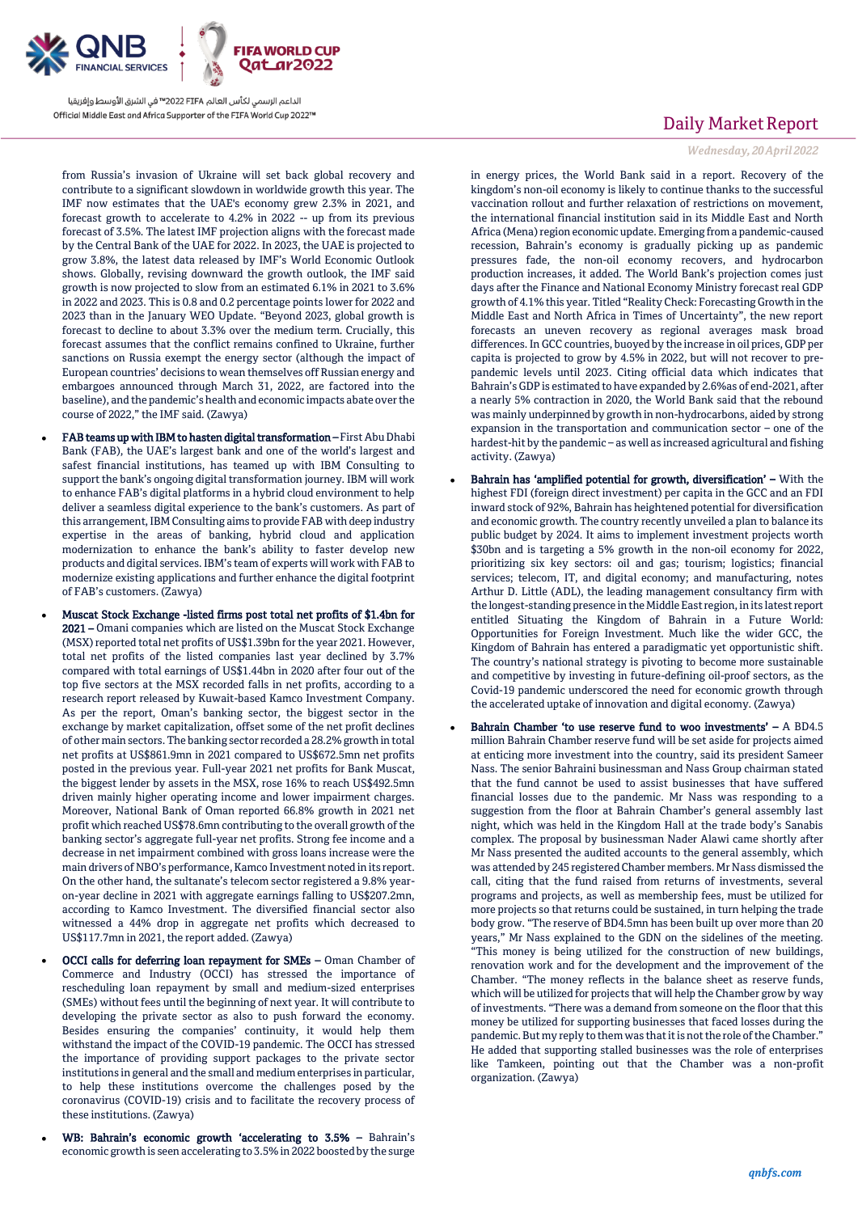from Russia's invasion of Ukraine will set back global recovery and contribute to a significant slowdown in worldwide growth this year. The IMF now estimates that the UAE's economy grew 2.3% in 2021, and forecast growth to accelerate to 4.2% in 2022 -- up from its previous forecast of 3.5%. The latest IMF projection aligns with the forecast made by the Central Bank of the UAE for 2022. In 2023, the UAE is projected to grow 3.8%, the latest data released by IMF's World Economic Outlook shows. Globally, revising downward the growth outlook, the IMF said growth is now projected to slow from an estimated 6.1% in 2021 to 3.6% in 2022 and 2023. This is 0.8 and 0.2 percentage points lower for 2022 and 2023 than in the January WEO Update. "Beyond 2023, global growth is forecast to decline to about 3.3% over the medium term. Crucially, this forecast assumes that the conflict remains confined to Ukraine, further sanctions on Russia exempt the energy sector (although the impact of European countries' decisions to wean themselves off Russian energy and embargoes announced through March 31, 2022, are factored into the baseline), and the pandemic's health and economic impacts abate over the course of 2022," the IMF said. (Zawya)

- **FAB teams up with IBM to hasten digital transformation** – First Abu Dhabi Bank (FAB), the UAE's largest bank and one of the world's largest and safest financial institutions, has teamed up with IBM Consulting to support the bank's ongoing digital transformation journey. IBM will work to enhance FAB's digital platforms in a hybrid cloud environment to help deliver a seamless digital experience to the bank's customers. As part of this arrangement, IBM Consulting aims to provide FAB with deep industry expertise in the areas of banking, hybrid cloud and application modernization to enhance the bank's ability to faster develop new products and digital services. IBM's team of experts will work with FAB to modernize existing applications and further enhance the digital footprint of FAB's customers. (Zawya)
- **Muscat Stock Exchange -listed firms post total net profits of $1.4bn for 2021** – Omani companies which are listed on the Muscat Stock Exchange (MSX) reported total net profits of US$1.39bn for the year 2021. However, total net profits of the listed companies last year declined by 3.7% compared with total earnings of US$1.44bn in 2020 after four out of the top five sectors at the MSX recorded falls in net profits, according to a research report released by Kuwait-based Kamco Investment Company. As per the report, Oman's banking sector, the biggest sector in the exchange by market capitalization, offset some of the net profit declines of other main sectors. The banking sector recorded a 28.2% growth in total net profits at US$861.9mn in 2021 compared to US$672.5mn net profits posted in the previous year. Full-year 2021 net profits for Bank Muscat, the biggest lender by assets in the MSX, rose 16% to reach US$492.5mn driven mainly higher operating income and lower impairment charges. Moreover, National Bank of Oman reported 66.8% growth in 2021 net profit which reached US$78.6mn contributing to the overall growth of the banking sector's aggregate full-year net profits. Strong fee income and a decrease in net impairment combined with gross loans increase were the main drivers of NBO's performance, Kamco Investment noted in its report. On the other hand, the sultanate's telecom sector registered a 9.8% year-on-year decline in 2021 with aggregate earnings falling to US$207.2mn, according to Kamco Investment. The diversified financial sector also witnessed a 44% drop in aggregate net profits which decreased to US$117.7mn in 2021, the report added. (Zawya)
- **OCCI calls for deferring loan repayment for SMEs** – Oman Chamber of Commerce and Industry (OCCI) has stressed the importance of rescheduling loan repayment by small and medium-sized enterprises (SMEs) without fees until the beginning of next year. It will contribute to developing the private sector as also to push forward the economy. Besides ensuring the companies' continuity, it would help them withstand the impact of the COVID-19 pandemic. The OCCI has stressed the importance of providing support packages to the private sector institutions in general and the small and medium enterprises in particular, to help these institutions overcome the challenges posed by the coronavirus (COVID-19) crisis and to facilitate the recovery process of these institutions. (Zawya)
- **WB: Bahrain's economic growth 'accelerating to 3.5%** – Bahrain's economic growth is seen accelerating to 3.5% in 2022 boosted by the surge in energy prices, the World Bank said in a report. Recovery of the kingdom's non-oil economy is likely to continue thanks to the successful vaccination rollout and further relaxation of restrictions on movement, the international financial institution said in its Middle East and North Africa (Mena) region economic update. Emerging from a pandemic-caused recession, Bahrain's economy is gradually picking up as pandemic pressures fade, the non-oil economy recovers, and hydrocarbon production increases, it added. The World Bank's projection comes just days after the Finance and National Economy Ministry forecast real GDP growth of 4.1% this year. Titled "Reality Check: Forecasting Growth in the Middle East and North Africa in Times of Uncertainty", the new report forecasts an uneven recovery as regional averages mask broad differences. In GCC countries, buoyed by the increase in oil prices, GDP per capita is projected to grow by 4.5% in 2022, but will not recover to pre-pandemic levels until 2023. Citing official data which indicates that Bahrain's GDP is estimated to have expanded by 2.6%as of end-2021, after a nearly 5% contraction in 2020, the World Bank said that the rebound was mainly underpinned by growth in non-hydrocarbons, aided by strong expansion in the transportation and communication sector – one of the hardest-hit by the pandemic – as well as increased agricultural and fishing activity. (Zawya)
- **Bahrain has 'amplified potential for growth, diversification'** – With the highest FDI (foreign direct investment) per capita in the GCC and an FDI inward stock of 92%, Bahrain has heightened potential for diversification and economic growth. The country recently unveiled a plan to balance its public budget by 2024. It aims to implement investment projects worth $30bn and is targeting a 5% growth in the non-oil economy for 2022, prioritizing six key sectors: oil and gas; tourism; logistics; financial services; telecom, IT, and digital economy; and manufacturing, notes Arthur D. Little (ADL), the leading management consultancy firm with the longest-standing presence in the Middle East region, in its latest report entitled Situating the Kingdom of Bahrain in a Future World: Opportunities for Foreign Investment. Much like the wider GCC, the Kingdom of Bahrain has entered a paradigmatic yet opportunistic shift. The country's national strategy is pivoting to become more sustainable and competitive by investing in future-defining oil-proof sectors, as the Covid-19 pandemic underscored the need for economic growth through the accelerated uptake of innovation and digital economy. (Zawya)
- **Bahrain Chamber 'to use reserve fund to woo investments'** – A BD4.5 million Bahrain Chamber reserve fund will be set aside for projects aimed at enticing more investment into the country, said its president Sameer Nass. The senior Bahraini businessman and Nass Group chairman stated that the fund cannot be used to assist businesses that have suffered financial losses due to the pandemic. Mr Nass was responding to a suggestion from the floor at Bahrain Chamber's general assembly last night, which was held in the Kingdom Hall at the trade body's Sanabis complex. The proposal by businessman Nader Alawi came shortly after Mr Nass presented the audited accounts to the general assembly, which was attended by 245 registered Chamber members. Mr Nass dismissed the call, citing that the fund raised from returns of investments, several programs and projects, as well as membership fees, must be utilized for more projects so that returns could be sustained, in turn helping the trade body grow. "The reserve of BD4.5mn has been built up over more than 20 years," Mr Nass explained to the GDN on the sidelines of the meeting. "This money is being utilized for the construction of new buildings, renovation work and for the development and the improvement of the Chamber. "The money reflects in the balance sheet as reserve funds, which will be utilized for projects that will help the Chamber grow by way of investments. "There was a demand from someone on the floor that this money be utilized for supporting businesses that faced losses during the pandemic. But my reply to them was that it is not the role of the Chamber." He added that supporting stalled businesses was the role of enterprises like Tamkeen, pointing out that the Chamber was a non-profit organization. (Zawya)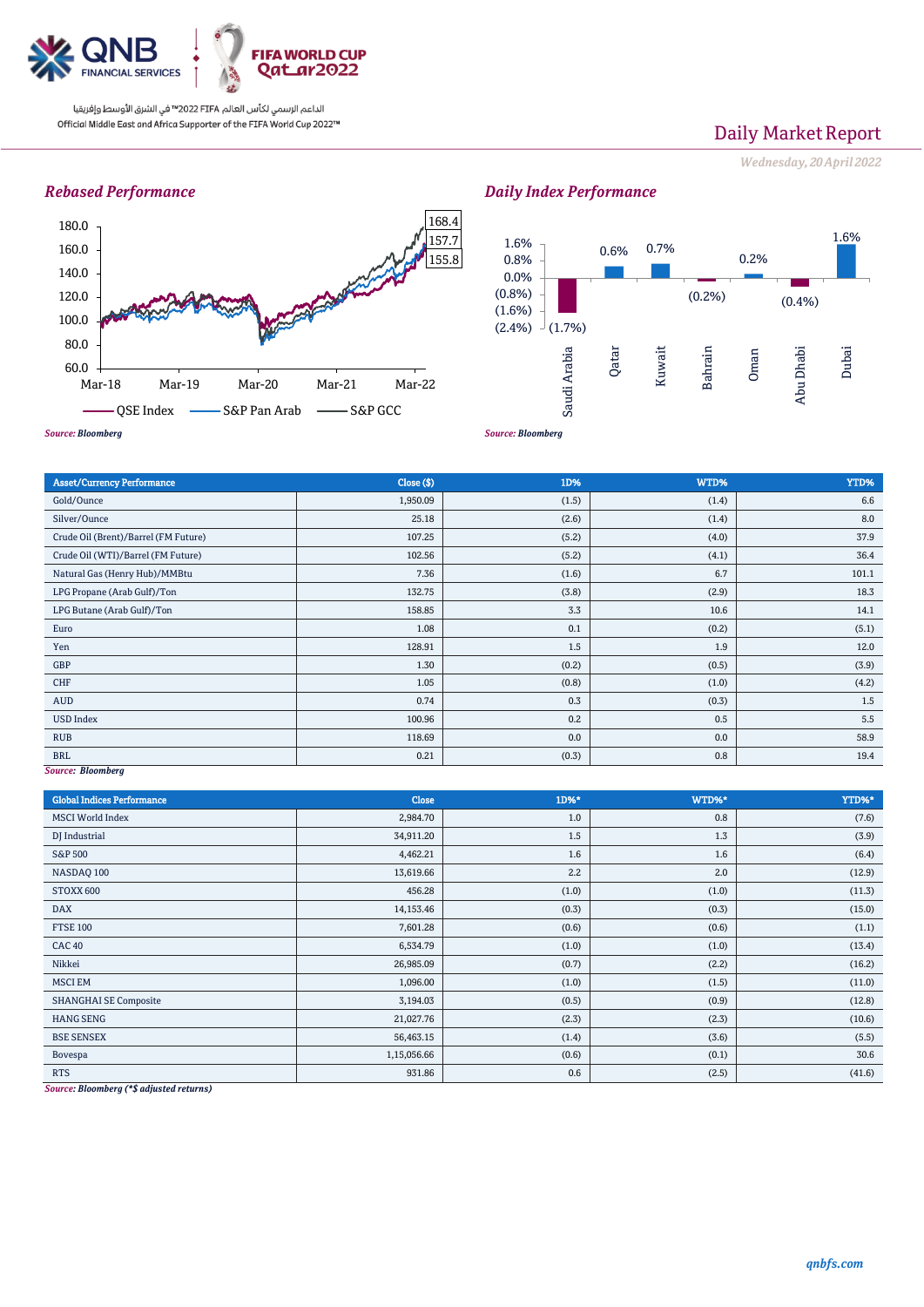# Daily Market Report

*Wednesday, 20 April 2022*

### *Rebased Performance*

180.0
160.0
140.0
120.0
100.0
80.0
60.0

Mar-18 Mar-19 Mar-20 Mar-21 Mar-22

168.4
157.7
155.8

QSE Index S&P Pan Arab S&P GCC

*Source: Bloomberg*

### *Daily Index Performance*

| Market | Daily % |
|---|---|
| Saudi Arabia | (1.7%) |
| Qatar | 0.6% |
| Kuwait | 0.7% |
| Bahrain | (0.2%) |
| Oman | 0.2% |
| Abu Dhabi | (0.4%) |
| Dubai | 1.6% |

*Source: Bloomberg*

| Asset/Currency Performance | Close ($) | 1D% | WTD% | YTD% |
|---|---|---|---|---|
| Gold/Ounce | 1,950.09 | (1.5) | (1.4) | 6.6 |
| Silver/Ounce | 25.18 | (2.6) | (1.4) | 8.0 |
| Crude Oil (Brent)/Barrel (FM Future) | 107.25 | (5.2) | (4.0) | 37.9 |
| Crude Oil (WTI)/Barrel (FM Future) | 102.56 | (5.2) | (4.1) | 36.4 |
| Natural Gas (Henry Hub)/MMBtu | 7.36 | (1.6) | 6.7 | 101.1 |
| LPG Propane (Arab Gulf)/Ton | 132.75 | (3.8) | (2.9) | 18.3 |
| LPG Butane (Arab Gulf)/Ton | 158.85 | 3.3 | 10.6 | 14.1 |
| Euro | 1.08 | 0.1 | (0.2) | (5.1) |
| Yen | 128.91 | 1.5 | 1.9 | 12.0 |
| GBP | 1.30 | (0.2) | (0.5) | (3.9) |
| CHF | 1.05 | (0.8) | (1.0) | (4.2) |
| AUD | 0.74 | 0.3 | (0.3) | 1.5 |
| USD Index | 100.96 | 0.2 | 0.5 | 5.5 |
| RUB | 118.69 | 0.0 | 0.0 | 58.9 |
| BRL | 0.21 | (0.3) | 0.8 | 19.4 |

*Source: Bloomberg*

| Global Indices Performance | Close | 1D%* | WTD%* | YTD%* |
|---|---|---|---|---|
| MSCI World Index | 2,984.70 | 1.0 | 0.8 | (7.6) |
| DJ Industrial | 34,911.20 | 1.5 | 1.3 | (3.9) |
| S&P 500 | 4,462.21 | 1.6 | 1.6 | (6.4) |
| NASDAQ 100 | 13,619.66 | 2.2 | 2.0 | (12.9) |
| STOXX 600 | 456.28 | (1.0) | (1.0) | (11.3) |
| DAX | 14,153.46 | (0.3) | (0.3) | (15.0) |
| FTSE 100 | 7,601.28 | (0.6) | (0.6) | (1.1) |
| CAC 40 | 6,534.79 | (1.0) | (1.0) | (13.4) |
| Nikkei | 26,985.09 | (0.7) | (2.2) | (16.2) |
| MSCI EM | 1,096.00 | (1.0) | (1.5) | (11.0) |
| SHANGHAI SE Composite | 3,194.03 | (0.5) | (0.9) | (12.8) |
| HANG SENG | 21,027.76 | (2.3) | (2.3) | (10.6) |
| BSE SENSEX | 56,463.15 | (1.4) | (3.6) | (5.5) |
| Bovespa | 1,15,056.66 | (0.6) | (0.1) | 30.6 |
| RTS | 931.86 | 0.6 | (2.5) | (41.6) |

*Source: Bloomberg (*$ adjusted returns)*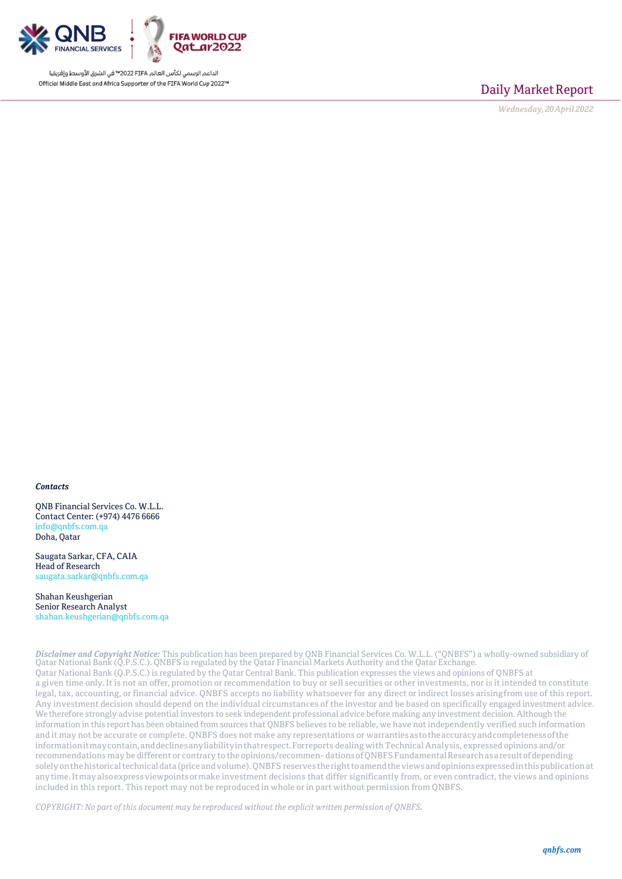الداعم الرسمي لكأس العالم FIFA 2022™ في الشرق الأوسط وإفريقيا
Official Middle East and Africa Supporter of the FIFA World Cup 2022™

Daily Market Report

*Wednesday, 20 April 2022*

***Contacts***

QNB Financial Services Co. W.L.L.
Contact Center: (+974) 4476 6666
info@qnbfs.com.qa
Doha, Qatar

Saugata Sarkar, CFA, CAIA
Head of Research
saugata.sarkar@qnbfs.com.qa

Shahan Keushgerian
Senior Research Analyst
shahan.keushgerian@qnbfs.com.qa

***Disclaimer and Copyright Notice:*** This publication has been prepared by QNB Financial Services Co. W.L.L. ("QNBFS") a wholly-owned subsidiary of Qatar National Bank (Q.P.S.C.). QNBFS is regulated by the Qatar Financial Markets Authority and the Qatar Exchange. Qatar National Bank (Q.P.S.C.) is regulated by the Qatar Central Bank. This publication expresses the views and opinions of QNBFS at a given time only. It is not an offer, promotion or recommendation to buy or sell securities or other investments, nor is it intended to constitute legal, tax, accounting, or financial advice. QNBFS accepts no liability whatsoever for any direct or indirect losses arising from use of this report. Any investment decision should depend on the individual circumstances of the investor and be based on specifically engaged investment advice. We therefore strongly advise potential investors to seek independent professional advice before making any investment decision. Although the information in this report has been obtained from sources that QNBFS believes to be reliable, we have not independently verified such information and it may not be accurate or complete. QNBFS does not make any representations or warranties as to the accuracy and completeness of the information it may contain, and declines any liability in that respect. For reports dealing with Technical Analysis, expressed opinions and/or recommendations may be different or contrary to the opinions/recommen- dations of QNBFS Fundamental Research as a result of depending solely on the historical technical data (price and volume). QNBFS reserves the right to amend the views and opinions expressed in this publication at any time. It may also express viewpoints or make investment decisions that differ significantly from, or even contradict, the views and opinions included in this report. This report may not be reproduced in whole or in part without permission from QNBFS.

*COPYRIGHT: No part of this document may be reproduced without the explicit written permission of QNBFS.*

*qnbfs.com*